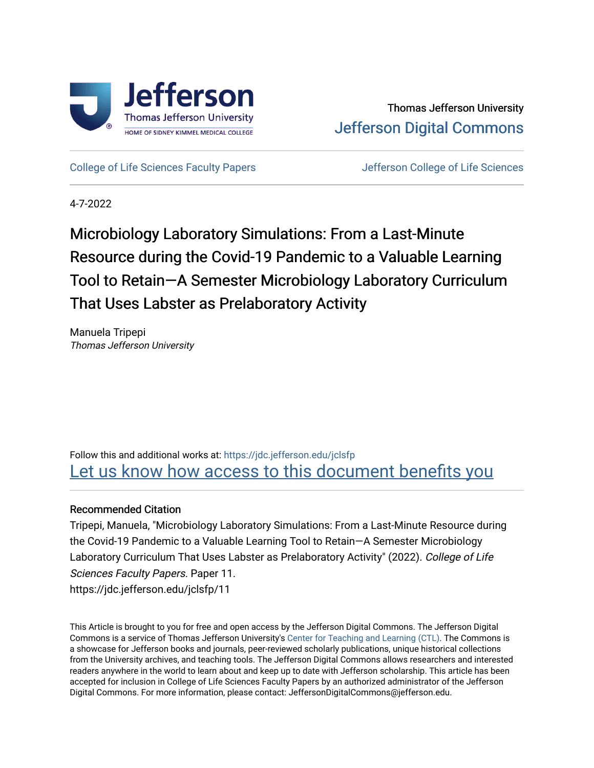Thomas Jefferson University

Jefferson Digital Commons

College of Life Sciences Faculty Papers | Jefferson College of Life Sciences

4-7-2022

# Microbiology Laboratory Simulations: From a Last-Minute Resource during the Covid-19 Pandemic to a Valuable Learning Tool to Retain—A Semester Microbiology Laboratory Curriculum That Uses Labster as Prelaboratory Activity

Manuela Tripepi
*Thomas Jefferson University*

Follow this and additional works at: https://jdc.jefferson.edu/jclsfp

Let us know how access to this document benefits you

### Recommended Citation

Tripepi, Manuela, "Microbiology Laboratory Simulations: From a Last-Minute Resource during the Covid-19 Pandemic to a Valuable Learning Tool to Retain—A Semester Microbiology Laboratory Curriculum That Uses Labster as Prelaboratory Activity" (2022). *College of Life Sciences Faculty Papers.* Paper 11.
https://jdc.jefferson.edu/jclsfp/11

This Article is brought to you for free and open access by the Jefferson Digital Commons. The Jefferson Digital Commons is a service of Thomas Jefferson University's Center for Teaching and Learning (CTL). The Commons is a showcase for Jefferson books and journals, peer-reviewed scholarly publications, unique historical collections from the University archives, and teaching tools. The Jefferson Digital Commons allows researchers and interested readers anywhere in the world to learn about and keep up to date with Jefferson scholarship. This article has been accepted for inclusion in College of Life Sciences Faculty Papers by an authorized administrator of the Jefferson Digital Commons. For more information, please contact: JeffersonDigitalCommons@jefferson.edu.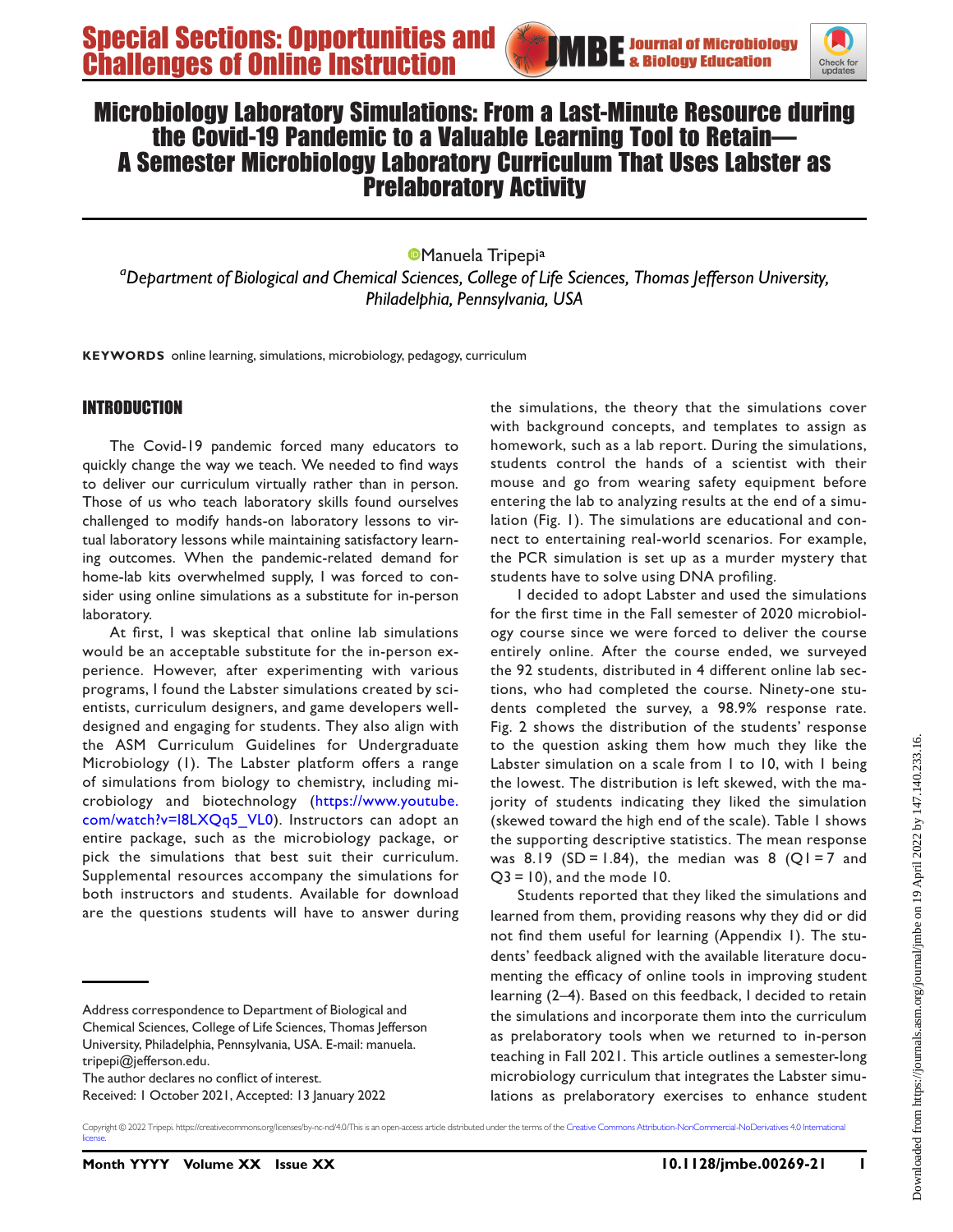# Microbiology Laboratory Simulations: From a Last-Minute Resource during the Covid-19 Pandemic to a Valuable Learning Tool to Retain—A Semester Microbiology Laboratory Curriculum That Uses Labster as Prelaboratory Activity

Manuela Tripepi[a]

[a]*Department of Biological and Chemical Sciences, College of Life Sciences, Thomas Jefferson University, Philadelphia, Pennsylvania, USA*

**KEYWORDS** online learning, simulations, microbiology, pedagogy, curriculum

## INTRODUCTION

The Covid-19 pandemic forced many educators to quickly change the way we teach. We needed to find ways to deliver our curriculum virtually rather than in person. Those of us who teach laboratory skills found ourselves challenged to modify hands-on laboratory lessons to virtual laboratory lessons while maintaining satisfactory learning outcomes. When the pandemic-related demand for home-lab kits overwhelmed supply, I was forced to consider using online simulations as a substitute for in-person laboratory.

At first, I was skeptical that online lab simulations would be an acceptable substitute for the in-person experience. However, after experimenting with various programs, I found the Labster simulations created by scientists, curriculum designers, and game developers well-designed and engaging for students. They also align with the ASM Curriculum Guidelines for Undergraduate Microbiology (1). The Labster platform offers a range of simulations from biology to chemistry, including microbiology and biotechnology (https://www.youtube.com/watch?v=I8LXQq5_VL0). Instructors can adopt an entire package, such as the microbiology package, or pick the simulations that best suit their curriculum. Supplemental resources accompany the simulations for both instructors and students. Available for download are the questions students will have to answer during the simulations, the theory that the simulations cover with background concepts, and templates to assign as homework, such as a lab report. During the simulations, students control the hands of a scientist with their mouse and go from wearing safety equipment before entering the lab to analyzing results at the end of a simulation (Fig. 1). The simulations are educational and connect to entertaining real-world scenarios. For example, the PCR simulation is set up as a murder mystery that students have to solve using DNA profiling.

I decided to adopt Labster and used the simulations for the first time in the Fall semester of 2020 microbiology course since we were forced to deliver the course entirely online. After the course ended, we surveyed the 92 students, distributed in 4 different online lab sections, who had completed the course. Ninety-one students completed the survey, a 98.9% response rate. Fig. 2 shows the distribution of the students' response to the question asking them how much they like the Labster simulation on a scale from 1 to 10, with 1 being the lowest. The distribution is left skewed, with the majority of students indicating they liked the simulation (skewed toward the high end of the scale). Table 1 shows the supporting descriptive statistics. The mean response was 8.19 (SD = 1.84), the median was 8 (Q1 = 7 and Q3 = 10), and the mode 10.

Students reported that they liked the simulations and learned from them, providing reasons why they did or did not find them useful for learning (Appendix 1). The students' feedback aligned with the available literature documenting the efficacy of online tools in improving student learning (2–4). Based on this feedback, I decided to retain the simulations and incorporate them into the curriculum as prelaboratory tools when we returned to in-person teaching in Fall 2021. This article outlines a semester-long microbiology curriculum that integrates the Labster simulations as prelaboratory exercises to enhance student

---

Address correspondence to Department of Biological and Chemical Sciences, College of Life Sciences, Thomas Jefferson University, Philadelphia, Pennsylvania, USA. E-mail: manuela.tripepi@jefferson.edu.

The author declares no conflict of interest.

Received: 1 October 2021, Accepted: 13 January 2022

Copyright © 2022 Tripepi. https://creativecommons.org/licenses/by-nc-nd/4.0/This is an open-access article distributed under the terms of the Creative Commons Attribution-NonCommercial-NoDerivatives 4.0 International license.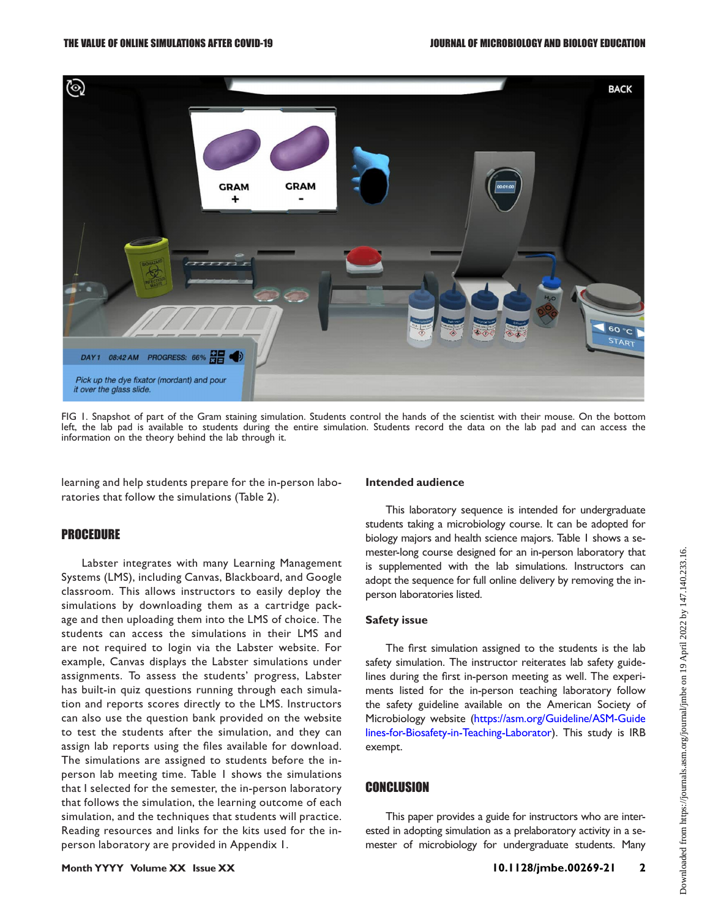FIG 1. Snapshot of part of the Gram staining simulation. Students control the hands of the scientist with their mouse. On the bottom left, the lab pad is available to students during the entire simulation. Students record the data on the lab pad and can access the information on the theory behind the lab through it.

learning and help students prepare for the in-person laboratories that follow the simulations (Table 2).

## PROCEDURE

Labster integrates with many Learning Management Systems (LMS), including Canvas, Blackboard, and Google classroom. This allows instructors to easily deploy the simulations by downloading them as a cartridge package and then uploading them into the LMS of choice. The students can access the simulations in their LMS and are not required to login via the Labster website. For example, Canvas displays the Labster simulations under assignments. To assess the students' progress, Labster has built-in quiz questions running through each simulation and reports scores directly to the LMS. Instructors can also use the question bank provided on the website to test the students after the simulation, and they can assign lab reports using the files available for download. The simulations are assigned to students before the in-person lab meeting time. Table 1 shows the simulations that I selected for the semester, the in-person laboratory that follows the simulation, the learning outcome of each simulation, and the techniques that students will practice. Reading resources and links for the kits used for the in-person laboratory are provided in Appendix 1.

### Intended audience

This laboratory sequence is intended for undergraduate students taking a microbiology course. It can be adopted for biology majors and health science majors. Table 1 shows a semester-long course designed for an in-person laboratory that is supplemented with the lab simulations. Instructors can adopt the sequence for full online delivery by removing the in-person laboratories listed.

### Safety issue

The first simulation assigned to the students is the lab safety simulation. The instructor reiterates lab safety guidelines during the first in-person meeting as well. The experiments listed for the in-person teaching laboratory follow the safety guideline available on the American Society of Microbiology website (https://asm.org/Guideline/ASM-Guidelines-for-Biosafety-in-Teaching-Laborator). This study is IRB exempt.

## CONCLUSION

This paper provides a guide for instructors who are interested in adopting simulation as a prelaboratory activity in a semester of microbiology for undergraduate students. Many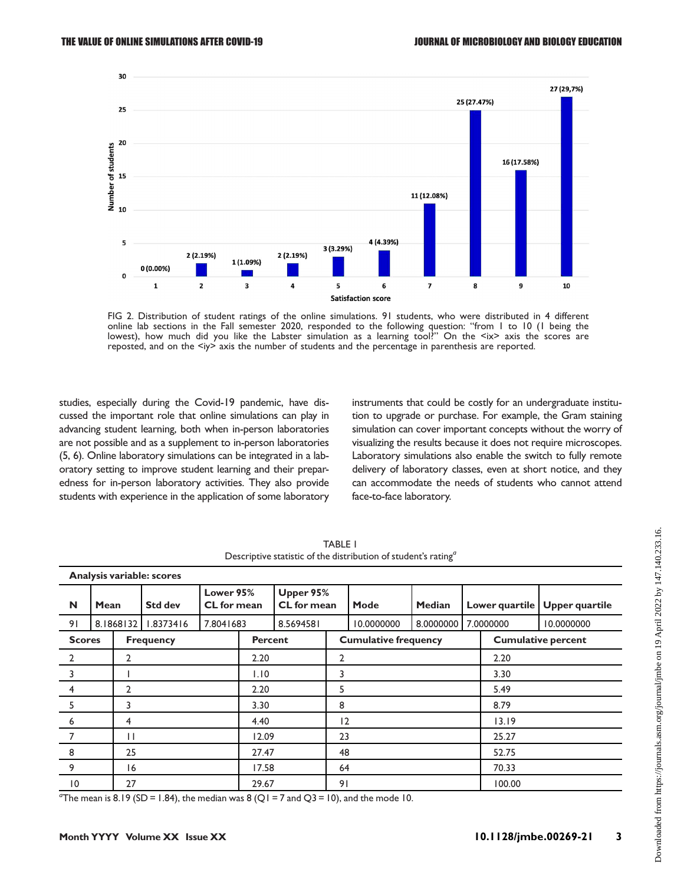FIG 2. Distribution of student ratings of the online simulations. 91 students, who were distributed in 4 different online lab sections in the Fall semester 2020, responded to the following question: "from 1 to 10 (1 being the lowest), how much did you like the Labster simulation as a learning tool?" On the <ix> axis the scores are reposted, and on the <iy> axis the number of students and the percentage in parenthesis are reported.

studies, especially during the Covid-19 pandemic, have discussed the important role that online simulations can play in advancing student learning, both when in-person laboratories are not possible and as a supplement to in-person laboratories (5, 6). Online laboratory simulations can be integrated in a laboratory setting to improve student learning and their preparedness for in-person laboratory activities. They also provide students with experience in the application of some laboratory instruments that could be costly for an undergraduate institution to upgrade or purchase. For example, the Gram staining simulation can cover important concepts without the worry of visualizing the results because it does not require microscopes. Laboratory simulations also enable the switch to fully remote delivery of laboratory classes, even at short notice, and they can accommodate the needs of students who cannot attend face-to-face laboratory.

TABLE 1
Descriptive statistic of the distribution of student's rating[a]

**Analysis variable: scores**

| N | Mean | Std dev | Lower 95% CL for mean | Upper 95% CL for mean | Mode | Median | Lower quartile | Upper quartile |
|---|---|---|---|---|---|---|---|---|
| 91 | 8.1868132 | 1.8373416 | 7.8041683 | 8.5694581 | 10.0000000 | 8.0000000 | 7.0000000 | 10.0000000 |

| Scores | Frequency | Percent | Cumulative frequency | Cumulative percent |
|---|---|---|---|---|
| 2 | 2 | 2.20 | 2 | 2.20 |
| 3 | 1 | 1.10 | 3 | 3.30 |
| 4 | 2 | 2.20 | 5 | 5.49 |
| 5 | 3 | 3.30 | 8 | 8.79 |
| 6 | 4 | 4.40 | 12 | 13.19 |
| 7 | 11 | 12.09 | 23 | 25.27 |
| 8 | 25 | 27.47 | 48 | 52.75 |
| 9 | 16 | 17.58 | 64 | 70.33 |
| 10 | 27 | 29.67 | 91 | 100.00 |

[a]The mean is 8.19 (SD = 1.84), the median was 8 (Q1 = 7 and Q3 = 10), and the mode 10.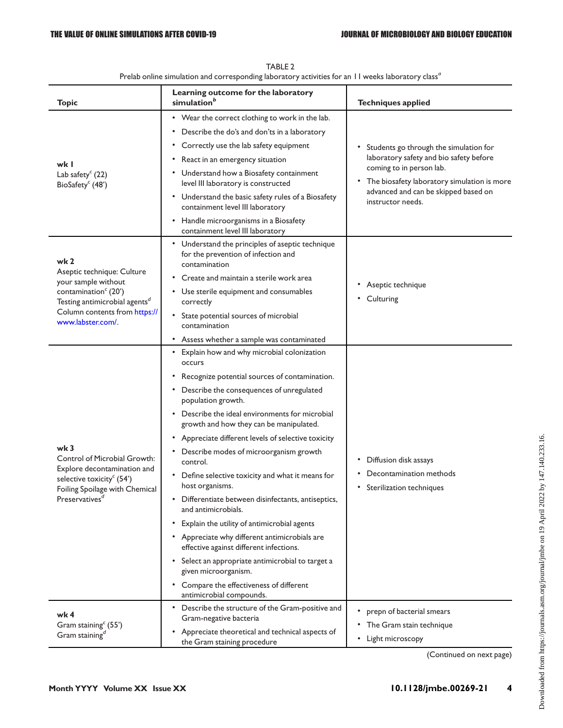TABLE 2

Prelab online simulation and corresponding laboratory activities for an 11 weeks laboratory class[a]

| Topic | Learning outcome for the laboratory simulation[b] | Techniques applied |
|---|---|---|
| **wk 1**<br>Lab safety[c] (22)<br>BioSafety[c] (48') | • Wear the correct clothing to work in the lab.<br>• Describe the do's and don'ts in a laboratory<br>• Correctly use the lab safety equipment<br>• React in an emergency situation<br>• Understand how a Biosafety containment level III laboratory is constructed<br>• Understand the basic safety rules of a Biosafety containment level III laboratory<br>• Handle microorganisms in a Biosafety containment level III laboratory | • Students go through the simulation for laboratory safety and bio safety before coming to in person lab.<br>• The biosafety laboratory simulation is more advanced and can be skipped based on instructor needs. |
| **wk 2**<br>Aseptic technique: Culture your sample without contamination[c] (20')<br>Testing antimicrobial agents[d]<br>Column contents from https://www.labster.com/. | • Understand the principles of aseptic technique for the prevention of infection and contamination<br>• Create and maintain a sterile work area<br>• Use sterile equipment and consumables correctly<br>• State potential sources of microbial contamination<br>• Assess whether a sample was contaminated | • Aseptic technique<br>• Culturing |
| **wk 3**<br>Control of Microbial Growth: Explore decontamination and selective toxicity[c] (54')<br>Foiling Spoilage with Chemical Preservatives[d] | • Explain how and why microbial colonization occurs<br>• Recognize potential sources of contamination.<br>• Describe the consequences of unregulated population growth.<br>• Describe the ideal environments for microbial growth and how they can be manipulated.<br>• Appreciate different levels of selective toxicity<br>• Describe modes of microorganism growth control.<br>• Define selective toxicity and what it means for host organisms.<br>• Differentiate between disinfectants, antiseptics, and antimicrobials.<br>• Explain the utility of antimicrobial agents<br>• Appreciate why different antimicrobials are effective against different infections.<br>• Select an appropriate antimicrobial to target a given microorganism.<br>• Compare the effectiveness of different antimicrobial compounds. | • Diffusion disk assays<br>• Decontamination methods<br>• Sterilization techniques |
| **wk 4**<br>Gram staining[c] (55')<br>Gram staining[d] | • Describe the structure of the Gram-positive and Gram-negative bacteria<br>• Appreciate theoretical and technical aspects of the Gram staining procedure | • prepn of bacterial smears<br>• The Gram stain technique<br>• Light microscopy |

(Continued on next page)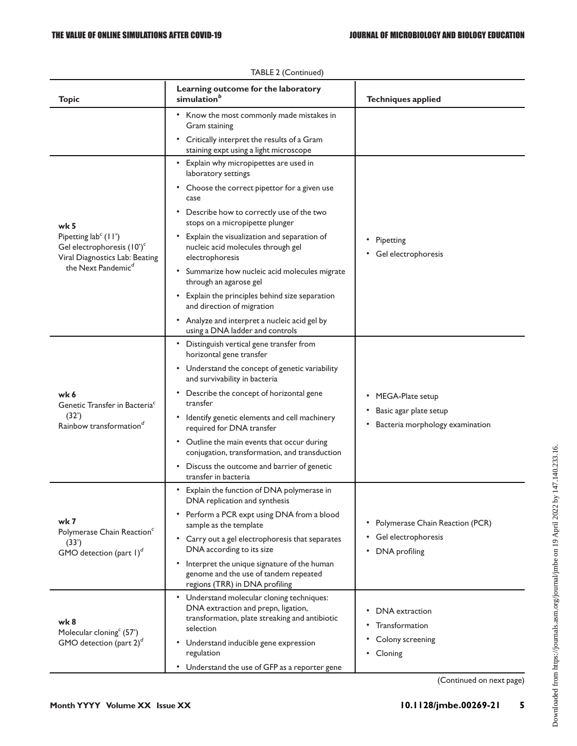TABLE 2 (Continued)

| Topic | Learning outcome for the laboratory simulation[b] | Techniques applied |
|---|---|---|
| | • Know the most commonly made mistakes in Gram staining<br>• Critically interpret the results of a Gram staining expt using a light microscope | |
| **wk 5**<br>Pipetting lab[c] (11')<br>Gel electrophoresis (10')[c]<br>Viral Diagnostics Lab: Beating the Next Pandemic[d] | • Explain why micropipettes are used in laboratory settings<br>• Choose the correct pipettor for a given use case<br>• Describe how to correctly use of the two stops on a micropipette plunger<br>• Explain the visualization and separation of nucleic acid molecules through gel electrophoresis<br>• Summarize how nucleic acid molecules migrate through an agarose gel<br>• Explain the principles behind size separation and direction of migration<br>• Analyze and interpret a nucleic acid gel by using a DNA ladder and controls | • Pipetting<br>• Gel electrophoresis |
| **wk 6**<br>Genetic Transfer in Bacteria[c] (32')<br>Rainbow transformation[d] | • Distinguish vertical gene transfer from horizontal gene transfer<br>• Understand the concept of genetic variability and survivability in bacteria<br>• Describe the concept of horizontal gene transfer<br>• Identify genetic elements and cell machinery required for DNA transfer<br>• Outline the main events that occur during conjugation, transformation, and transduction<br>• Discuss the outcome and barrier of genetic transfer in bacteria | • MEGA-Plate setup<br>• Basic agar plate setup<br>• Bacteria morphology examination |
| **wk 7**<br>Polymerase Chain Reaction[c] (33')<br>GMO detection (part 1)[d] | • Explain the function of DNA polymerase in DNA replication and synthesis<br>• Perform a PCR expt using DNA from a blood sample as the template<br>• Carry out a gel electrophoresis that separates DNA according to its size<br>• Interpret the unique signature of the human genome and the use of tandem repeated regions (TRR) in DNA profiling | • Polymerase Chain Reaction (PCR)<br>• Gel electrophoresis<br>• DNA profiling |
| **wk 8**<br>Molecular cloning[c] (57')<br>GMO detection (part 2)[d] | • Understand molecular cloning techniques: DNA extraction and prepn, ligation, transformation, plate streaking and antibiotic selection<br>• Understand inducible gene expression regulation<br>• Understand the use of GFP as a reporter gene | • DNA extraction<br>• Transformation<br>• Colony screening<br>• Cloning |

(Continued on next page)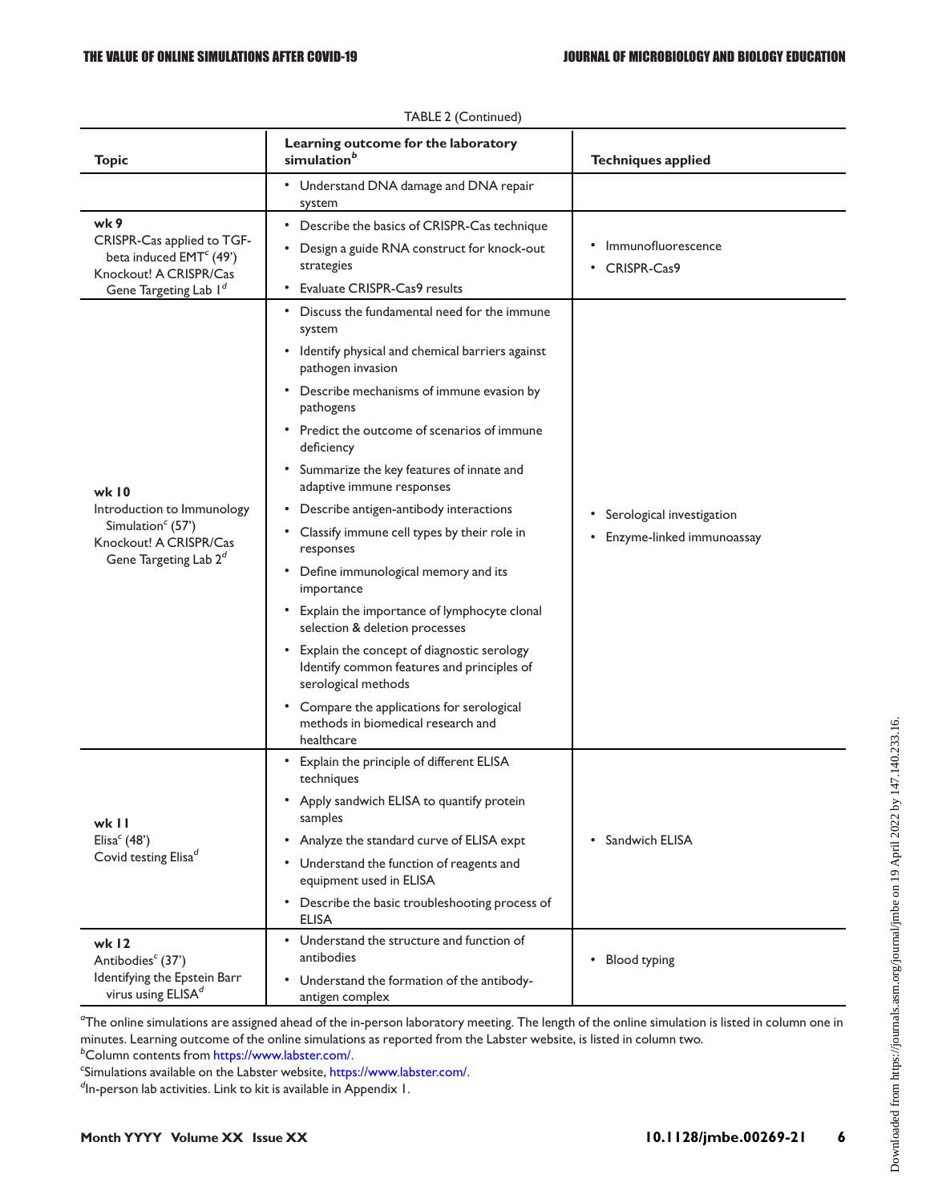TABLE 2 (Continued)

| Topic | Learning outcome for the laboratory simulation[b] | Techniques applied |
|---|---|---|
| | • Understand DNA damage and DNA repair system | |
| **wk 9**<br>CRISPR-Cas applied to TGF-beta induced EMT[c] (49')<br>Knockout! A CRISPR/Cas Gene Targeting Lab 1[d] | • Describe the basics of CRISPR-Cas technique<br>• Design a guide RNA construct for knock-out strategies<br>• Evaluate CRISPR-Cas9 results | • Immunofluorescence<br>• CRISPR-Cas9 |
| **wk 10**<br>Introduction to Immunology Simulation[c] (57')<br>Knockout! A CRISPR/Cas Gene Targeting Lab 2[d] | • Discuss the fundamental need for the immune system<br>• Identify physical and chemical barriers against pathogen invasion<br>• Describe mechanisms of immune evasion by pathogens<br>• Predict the outcome of scenarios of immune deficiency<br>• Summarize the key features of innate and adaptive immune responses<br>• Describe antigen-antibody interactions<br>• Classify immune cell types by their role in responses<br>• Define immunological memory and its importance<br>• Explain the importance of lymphocyte clonal selection & deletion processes<br>• Explain the concept of diagnostic serology Identify common features and principles of serological methods<br>• Compare the applications for serological methods in biomedical research and healthcare | • Serological investigation<br>• Enzyme-linked immunoassay |
| **wk 11**<br>Elisa[c] (48')<br>Covid testing Elisa[d] | • Explain the principle of different ELISA techniques<br>• Apply sandwich ELISA to quantify protein samples<br>• Analyze the standard curve of ELISA expt<br>• Understand the function of reagents and equipment used in ELISA<br>• Describe the basic troubleshooting process of ELISA | • Sandwich ELISA |
| **wk 12**<br>Antibodies[c] (37')<br>Identifying the Epstein Barr virus using ELISA[d] | • Understand the structure and function of antibodies<br>• Understand the formation of the antibody-antigen complex | • Blood typing |

[a]The online simulations are assigned ahead of the in-person laboratory meeting. The length of the online simulation is listed in column one in minutes. Learning outcome of the online simulations as reported from the Labster website, is listed in column two.
[b]Column contents from https://www.labster.com/.
[c]Simulations available on the Labster website, https://www.labster.com/.
[d]In-person lab activities. Link to kit is available in Appendix 1.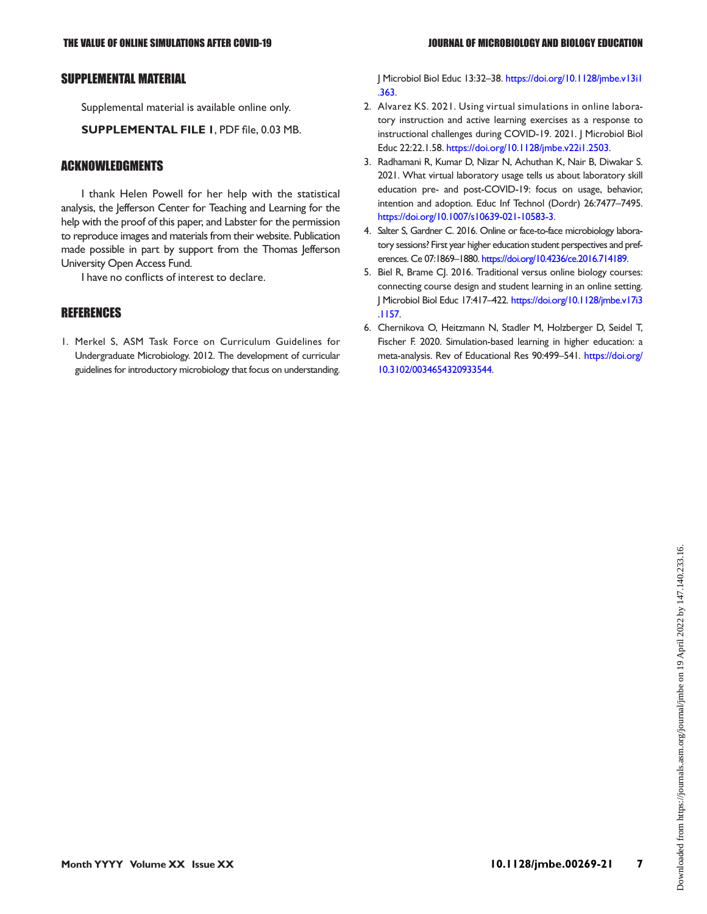## SUPPLEMENTAL MATERIAL

Supplemental material is available online only.

**SUPPLEMENTAL FILE 1**, PDF file, 0.03 MB.

## ACKNOWLEDGMENTS

I thank Helen Powell for her help with the statistical analysis, the Jefferson Center for Teaching and Learning for the help with the proof of this paper, and Labster for the permission to reproduce images and materials from their website. Publication made possible in part by support from the Thomas Jefferson University Open Access Fund.

I have no conflicts of interest to declare.

## REFERENCES

1. Merkel S, ASM Task Force on Curriculum Guidelines for Undergraduate Microbiology. 2012. The development of curricular guidelines for introductory microbiology that focus on understanding. J Microbiol Biol Educ 13:32–38. https://doi.org/10.1128/jmbe.v13i1.363.
2. Alvarez KS. 2021. Using virtual simulations in online laboratory instruction and active learning exercises as a response to instructional challenges during COVID-19. 2021. J Microbiol Biol Educ 22:22.1.58. https://doi.org/10.1128/jmbe.v22i1.2503.
3. Radhamani R, Kumar D, Nizar N, Achuthan K, Nair B, Diwakar S. 2021. What virtual laboratory usage tells us about laboratory skill education pre- and post-COVID-19: focus on usage, behavior, intention and adoption. Educ Inf Technol (Dordr) 26:7477–7495. https://doi.org/10.1007/s10639-021-10583-3.
4. Salter S, Gardner C. 2016. Online or face-to-face microbiology laboratory sessions? First year higher education student perspectives and preferences. Ce 07:1869–1880. https://doi.org/10.4236/ce.2016.714189.
5. Biel R, Brame CJ. 2016. Traditional versus online biology courses: connecting course design and student learning in an online setting. J Microbiol Biol Educ 17:417–422. https://doi.org/10.1128/jmbe.v17i3.1157.
6. Chernikova O, Heitzmann N, Stadler M, Holzberger D, Seidel T, Fischer F. 2020. Simulation-based learning in higher education: a meta-analysis. Rev of Educational Res 90:499–541. https://doi.org/10.3102/0034654320933544.